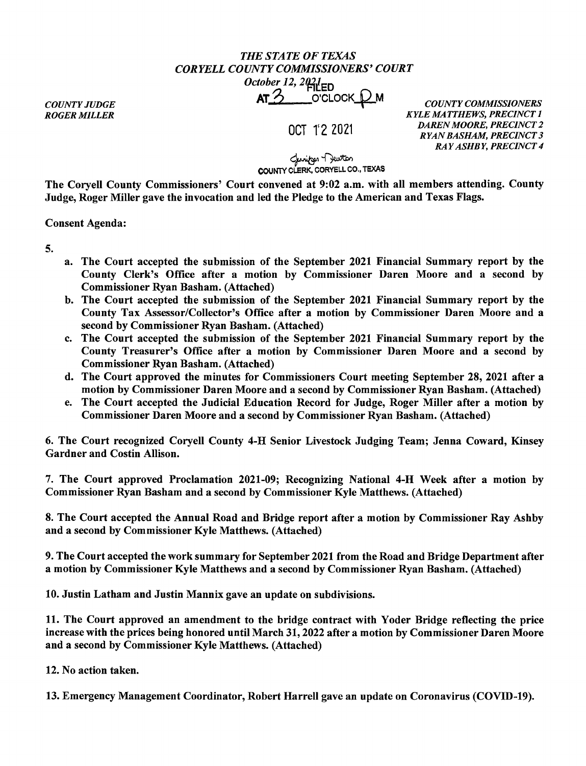*THE STATE OF TEXAS*
*CORYELL COUNTY COMMISSIONERS' COURT*
*October 12, 2021*

FILED
AT 3 O'CLOCK P M

OCT 12 2021

Jennifer Newton
COUNTY CLERK, CORYELL CO., TEXAS

*COUNTY JUDGE*
*ROGER MILLER*

*COUNTY COMMISSIONERS*
*KYLE MATTHEWS, PRECINCT 1*
*DAREN MOORE, PRECINCT 2*
*RYAN BASHAM, PRECINCT 3*
*RAY ASHBY, PRECINCT 4*

**The Coryell County Commissioners' Court convened at 9:02 a.m. with all members attending. County Judge, Roger Miller gave the invocation and led the Pledge to the American and Texas Flags.**

**Consent Agenda:**

**5.**

- **a. The Court accepted the submission of the September 2021 Financial Summary report by the County Clerk's Office after a motion by Commissioner Daren Moore and a second by Commissioner Ryan Basham. (Attached)**
- **b. The Court accepted the submission of the September 2021 Financial Summary report by the County Tax Assessor/Collector's Office after a motion by Commissioner Daren Moore and a second by Commissioner Ryan Basham. (Attached)**
- **c. The Court accepted the submission of the September 2021 Financial Summary report by the County Treasurer's Office after a motion by Commissioner Daren Moore and a second by Commissioner Ryan Basham. (Attached)**
- **d. The Court approved the minutes for Commissioners Court meeting September 28, 2021 after a motion by Commissioner Daren Moore and a second by Commissioner Ryan Basham. (Attached)**
- **e. The Court accepted the Judicial Education Record for Judge, Roger Miller after a motion by Commissioner Daren Moore and a second by Commissioner Ryan Basham. (Attached)**

**6. The Court recognized Coryell County 4-H Senior Livestock Judging Team; Jenna Coward, Kinsey Gardner and Costin Allison.**

**7. The Court approved Proclamation 2021-09; Recognizing National 4-H Week after a motion by Commissioner Ryan Basham and a second by Commissioner Kyle Matthews. (Attached)**

**8. The Court accepted the Annual Road and Bridge report after a motion by Commissioner Ray Ashby and a second by Commissioner Kyle Matthews. (Attached)**

**9. The Court accepted the work summary for September 2021 from the Road and Bridge Department after a motion by Commissioner Kyle Matthews and a second by Commissioner Ryan Basham. (Attached)**

**10. Justin Latham and Justin Mannix gave an update on subdivisions.**

**11. The Court approved an amendment to the bridge contract with Yoder Bridge reflecting the price increase with the prices being honored until March 31, 2022 after a motion by Commissioner Daren Moore and a second by Commissioner Kyle Matthews. (Attached)**

**12. No action taken.**

**13. Emergency Management Coordinator, Robert Harrell gave an update on Coronavirus (COVID-19).**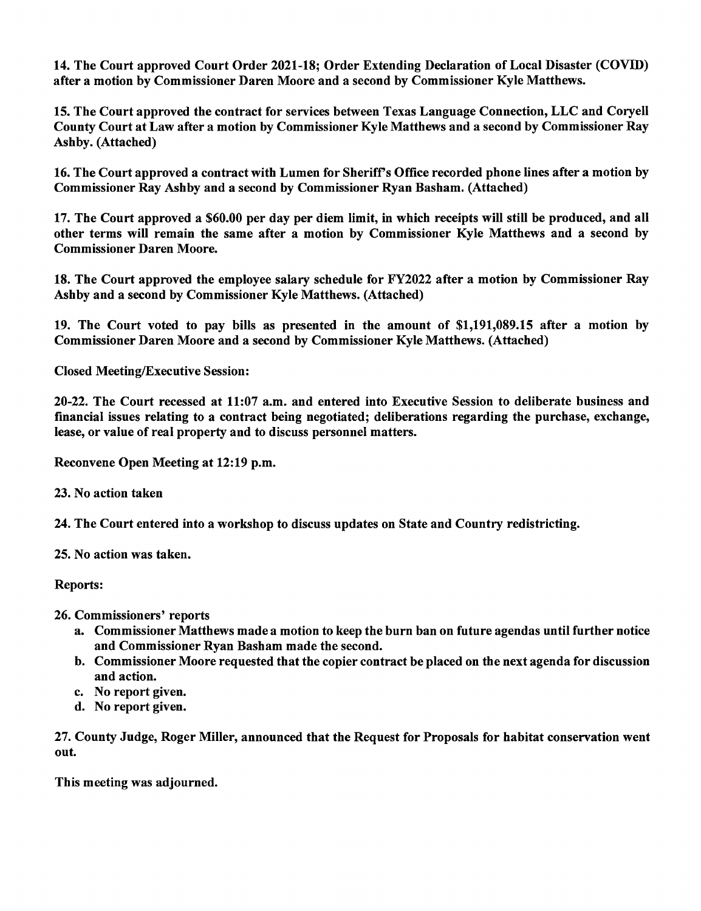**14. The Court approved Court Order 2021-18; Order Extending Declaration of Local Disaster (COVID) after a motion by Commissioner Daren Moore and a second by Commissioner Kyle Matthews.**

**15. The Court approved the contract for services between Texas Language Connection, LLC and Coryell County Court at Law after a motion by Commissioner Kyle Matthews and a second by Commissioner Ray Ashby. (Attached)**

**16. The Court approved a contract with Lumen for Sheriff's Office recorded phone lines after a motion by Commissioner Ray Ashby and a second by Commissioner Ryan Basham. (Attached)**

**17. The Court approved a $60.00 per day per diem limit, in which receipts will still be produced, and all other terms will remain the same after a motion by Commissioner Kyle Matthews and a second by Commissioner Daren Moore.**

**18. The Court approved the employee salary schedule for FY2022 after a motion by Commissioner Ray Ashby and a second by Commissioner Kyle Matthews. (Attached)**

**19. The Court voted to pay bills as presented in the amount of $1,191,089.15 after a motion by Commissioner Daren Moore and a second by Commissioner Kyle Matthews. (Attached)**

**Closed Meeting/Executive Session:**

**20-22. The Court recessed at 11:07 a.m. and entered into Executive Session to deliberate business and financial issues relating to a contract being negotiated; deliberations regarding the purchase, exchange, lease, or value of real property and to discuss personnel matters.**

**Reconvene Open Meeting at 12:19 p.m.**

**23. No action taken**

**24. The Court entered into a workshop to discuss updates on State and Country redistricting.**

**25. No action was taken.**

**Reports:**

**26. Commissioners' reports**

- **a. Commissioner Matthews made a motion to keep the burn ban on future agendas until further notice and Commissioner Ryan Basham made the second.**
- **b. Commissioner Moore requested that the copier contract be placed on the next agenda for discussion and action.**
- **c. No report given.**
- **d. No report given.**

**27. County Judge, Roger Miller, announced that the Request for Proposals for habitat conservation went out.**

**This meeting was adjourned.**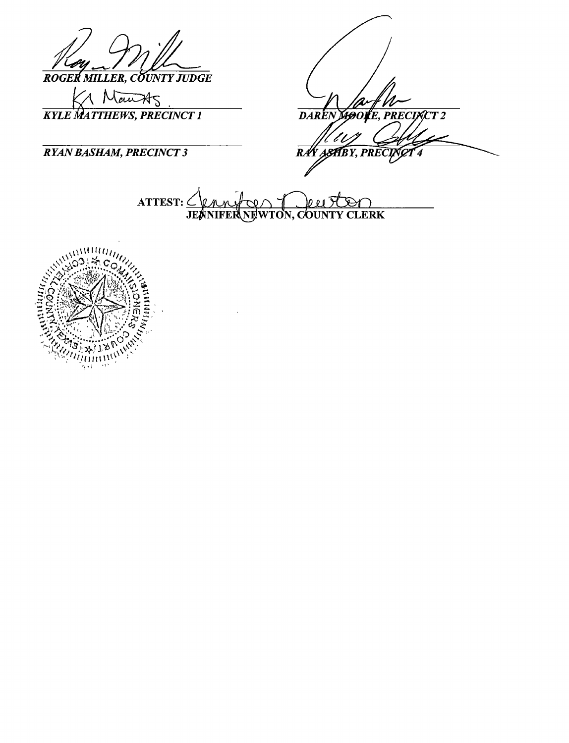*ROGER MILLER, COUNTY JUDGE*

*KYLE MATTHEWS, PRECINCT 1*

*DAREN MOORE, PRECINCT 2*

*RYAN BASHAM, PRECINCT 3*

*RAY ASHBY, PRECINCT 4*

**ATTEST:**
**JENNIFER NEWTON, COUNTY CLERK**